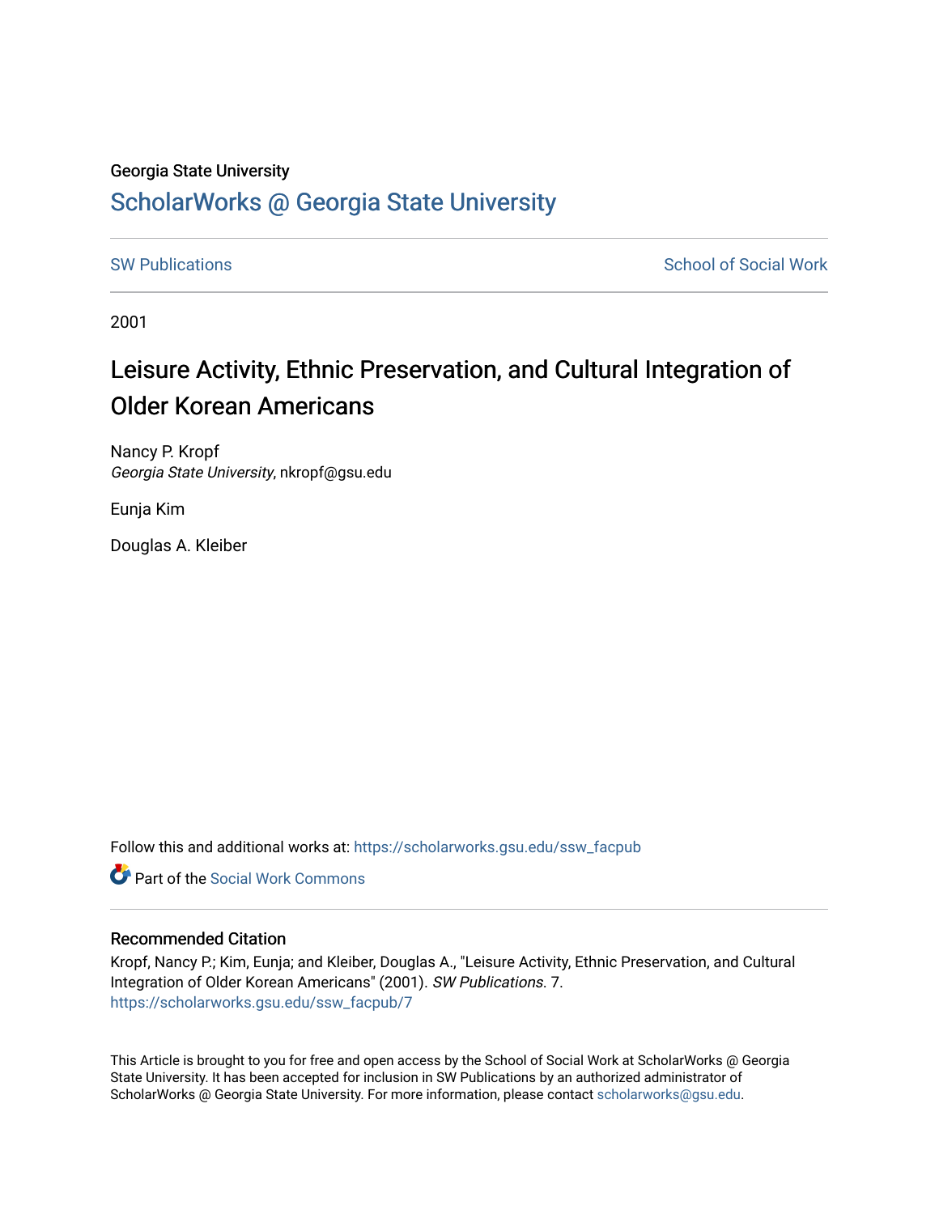Georgia State University

# ScholarWorks @ Georgia State University

SW Publications | School of Social Work

2001

# Leisure Activity, Ethnic Preservation, and Cultural Integration of Older Korean Americans

Nancy P. Kropf
*Georgia State University*, nkropf@gsu.edu

Eunja Kim

Douglas A. Kleiber

Follow this and additional works at: https://scholarworks.gsu.edu/ssw_facpub

Part of the Social Work Commons

## Recommended Citation

Kropf, Nancy P.; Kim, Eunja; and Kleiber, Douglas A., "Leisure Activity, Ethnic Preservation, and Cultural Integration of Older Korean Americans" (2001). *SW Publications*. 7.
https://scholarworks.gsu.edu/ssw_facpub/7

This Article is brought to you for free and open access by the School of Social Work at ScholarWorks @ Georgia State University. It has been accepted for inclusion in SW Publications by an authorized administrator of ScholarWorks @ Georgia State University. For more information, please contact scholarworks@gsu.edu.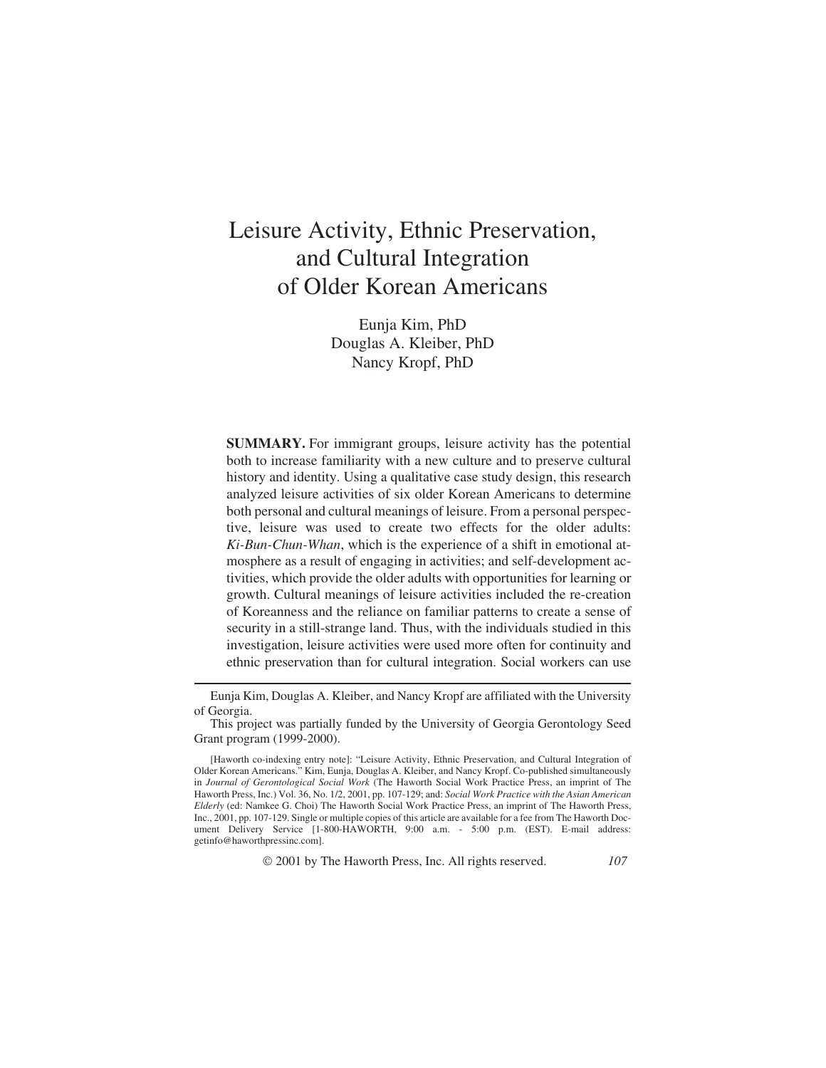# Leisure Activity, Ethnic Preservation, and Cultural Integration of Older Korean Americans

Eunja Kim, PhD
Douglas A. Kleiber, PhD
Nancy Kropf, PhD

**SUMMARY.** For immigrant groups, leisure activity has the potential both to increase familiarity with a new culture and to preserve cultural history and identity. Using a qualitative case study design, this research analyzed leisure activities of six older Korean Americans to determine both personal and cultural meanings of leisure. From a personal perspective, leisure was used to create two effects for the older adults: *Ki-Bun-Chun-Whan*, which is the experience of a shift in emotional atmosphere as a result of engaging in activities; and self-development activities, which provide the older adults with opportunities for learning or growth. Cultural meanings of leisure activities included the re-creation of Koreanness and the reliance on familiar patterns to create a sense of security in a still-strange land. Thus, with the individuals studied in this investigation, leisure activities were used more often for continuity and ethnic preservation than for cultural integration. Social workers can use

---

Eunja Kim, Douglas A. Kleiber, and Nancy Kropf are affiliated with the University of Georgia.

This project was partially funded by the University of Georgia Gerontology Seed Grant program (1999-2000).

[Haworth co-indexing entry note]: "Leisure Activity, Ethnic Preservation, and Cultural Integration of Older Korean Americans." Kim, Eunja, Douglas A. Kleiber, and Nancy Kropf. Co-published simultaneously in *Journal of Gerontological Social Work* (The Haworth Social Work Practice Press, an imprint of The Haworth Press, Inc.) Vol. 36, No. 1/2, 2001, pp. 107-129; and: *Social Work Practice with the Asian American Elderly* (ed: Namkee G. Choi) The Haworth Social Work Practice Press, an imprint of The Haworth Press, Inc., 2001, pp. 107-129. Single or multiple copies of this article are available for a fee from The Haworth Document Delivery Service [1-800-HAWORTH, 9:00 a.m. - 5:00 p.m. (EST). E-mail address: getinfo@haworthpressinc.com].

© 2001 by The Haworth Press, Inc. All rights reserved.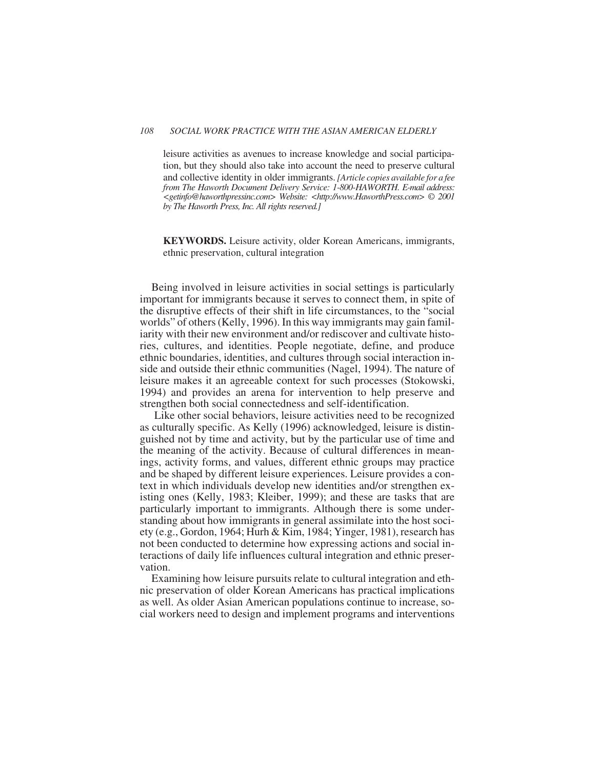leisure activities as avenues to increase knowledge and social participation, but they should also take into account the need to preserve cultural and collective identity in older immigrants. *[Article copies available for a fee from The Haworth Document Delivery Service: 1-800-HAWORTH. E-mail address: <getinfo@haworthpressinc.com> Website: <http://www.HaworthPress.com> © 2001 by The Haworth Press, Inc. All rights reserved.]*

**KEYWORDS.** Leisure activity, older Korean Americans, immigrants, ethnic preservation, cultural integration

Being involved in leisure activities in social settings is particularly important for immigrants because it serves to connect them, in spite of the disruptive effects of their shift in life circumstances, to the "social worlds" of others (Kelly, 1996). In this way immigrants may gain familiarity with their new environment and/or rediscover and cultivate histories, cultures, and identities. People negotiate, define, and produce ethnic boundaries, identities, and cultures through social interaction inside and outside their ethnic communities (Nagel, 1994). The nature of leisure makes it an agreeable context for such processes (Stokowski, 1994) and provides an arena for intervention to help preserve and strengthen both social connectedness and self-identification.

Like other social behaviors, leisure activities need to be recognized as culturally specific. As Kelly (1996) acknowledged, leisure is distinguished not by time and activity, but by the particular use of time and the meaning of the activity. Because of cultural differences in meanings, activity forms, and values, different ethnic groups may practice and be shaped by different leisure experiences. Leisure provides a context in which individuals develop new identities and/or strengthen existing ones (Kelly, 1983; Kleiber, 1999); and these are tasks that are particularly important to immigrants. Although there is some understanding about how immigrants in general assimilate into the host society (e.g., Gordon, 1964; Hurh & Kim, 1984; Yinger, 1981), research has not been conducted to determine how expressing actions and social interactions of daily life influences cultural integration and ethnic preservation.

Examining how leisure pursuits relate to cultural integration and ethnic preservation of older Korean Americans has practical implications as well. As older Asian American populations continue to increase, social workers need to design and implement programs and interventions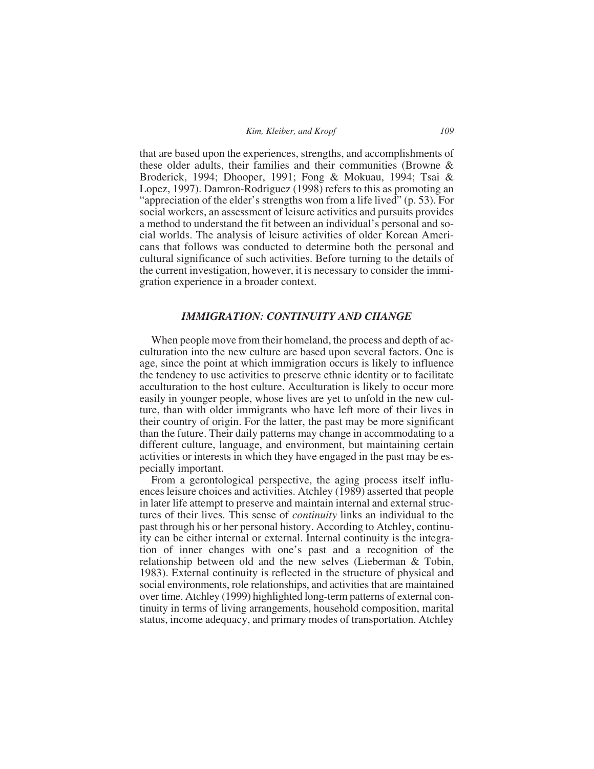that are based upon the experiences, strengths, and accomplishments of these older adults, their families and their communities (Browne & Broderick, 1994; Dhooper, 1991; Fong & Mokuau, 1994; Tsai & Lopez, 1997). Damron-Rodriguez (1998) refers to this as promoting an "appreciation of the elder's strengths won from a life lived" (p. 53). For social workers, an assessment of leisure activities and pursuits provides a method to understand the fit between an individual's personal and social worlds. The analysis of leisure activities of older Korean Americans that follows was conducted to determine both the personal and cultural significance of such activities. Before turning to the details of the current investigation, however, it is necessary to consider the immigration experience in a broader context.

## *IMMIGRATION: CONTINUITY AND CHANGE*

When people move from their homeland, the process and depth of acculturation into the new culture are based upon several factors. One is age, since the point at which immigration occurs is likely to influence the tendency to use activities to preserve ethnic identity or to facilitate acculturation to the host culture. Acculturation is likely to occur more easily in younger people, whose lives are yet to unfold in the new culture, than with older immigrants who have left more of their lives in their country of origin. For the latter, the past may be more significant than the future. Their daily patterns may change in accommodating to a different culture, language, and environment, but maintaining certain activities or interests in which they have engaged in the past may be especially important.

From a gerontological perspective, the aging process itself influences leisure choices and activities. Atchley (1989) asserted that people in later life attempt to preserve and maintain internal and external structures of their lives. This sense of *continuity* links an individual to the past through his or her personal history. According to Atchley, continuity can be either internal or external. Internal continuity is the integration of inner changes with one's past and a recognition of the relationship between old and the new selves (Lieberman & Tobin, 1983). External continuity is reflected in the structure of physical and social environments, role relationships, and activities that are maintained over time. Atchley (1999) highlighted long-term patterns of external continuity in terms of living arrangements, household composition, marital status, income adequacy, and primary modes of transportation. Atchley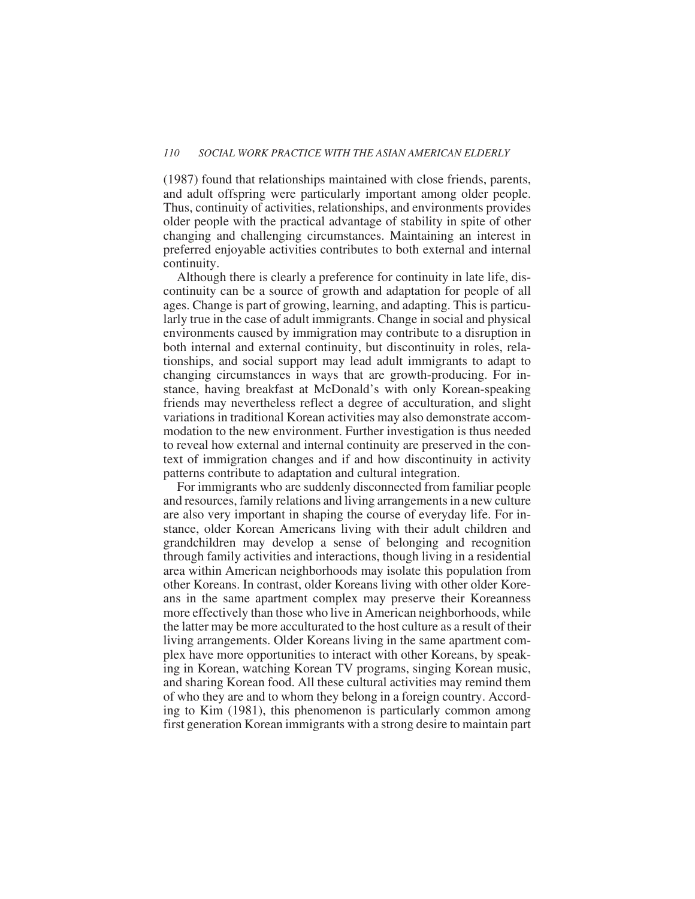(1987) found that relationships maintained with close friends, parents, and adult offspring were particularly important among older people. Thus, continuity of activities, relationships, and environments provides older people with the practical advantage of stability in spite of other changing and challenging circumstances. Maintaining an interest in preferred enjoyable activities contributes to both external and internal continuity.

Although there is clearly a preference for continuity in late life, discontinuity can be a source of growth and adaptation for people of all ages. Change is part of growing, learning, and adapting. This is particularly true in the case of adult immigrants. Change in social and physical environments caused by immigration may contribute to a disruption in both internal and external continuity, but discontinuity in roles, relationships, and social support may lead adult immigrants to adapt to changing circumstances in ways that are growth-producing. For instance, having breakfast at McDonald's with only Korean-speaking friends may nevertheless reflect a degree of acculturation, and slight variations in traditional Korean activities may also demonstrate accommodation to the new environment. Further investigation is thus needed to reveal how external and internal continuity are preserved in the context of immigration changes and if and how discontinuity in activity patterns contribute to adaptation and cultural integration.

For immigrants who are suddenly disconnected from familiar people and resources, family relations and living arrangements in a new culture are also very important in shaping the course of everyday life. For instance, older Korean Americans living with their adult children and grandchildren may develop a sense of belonging and recognition through family activities and interactions, though living in a residential area within American neighborhoods may isolate this population from other Koreans. In contrast, older Koreans living with other older Koreans in the same apartment complex may preserve their Koreanness more effectively than those who live in American neighborhoods, while the latter may be more acculturated to the host culture as a result of their living arrangements. Older Koreans living in the same apartment complex have more opportunities to interact with other Koreans, by speaking in Korean, watching Korean TV programs, singing Korean music, and sharing Korean food. All these cultural activities may remind them of who they are and to whom they belong in a foreign country. According to Kim (1981), this phenomenon is particularly common among first generation Korean immigrants with a strong desire to maintain part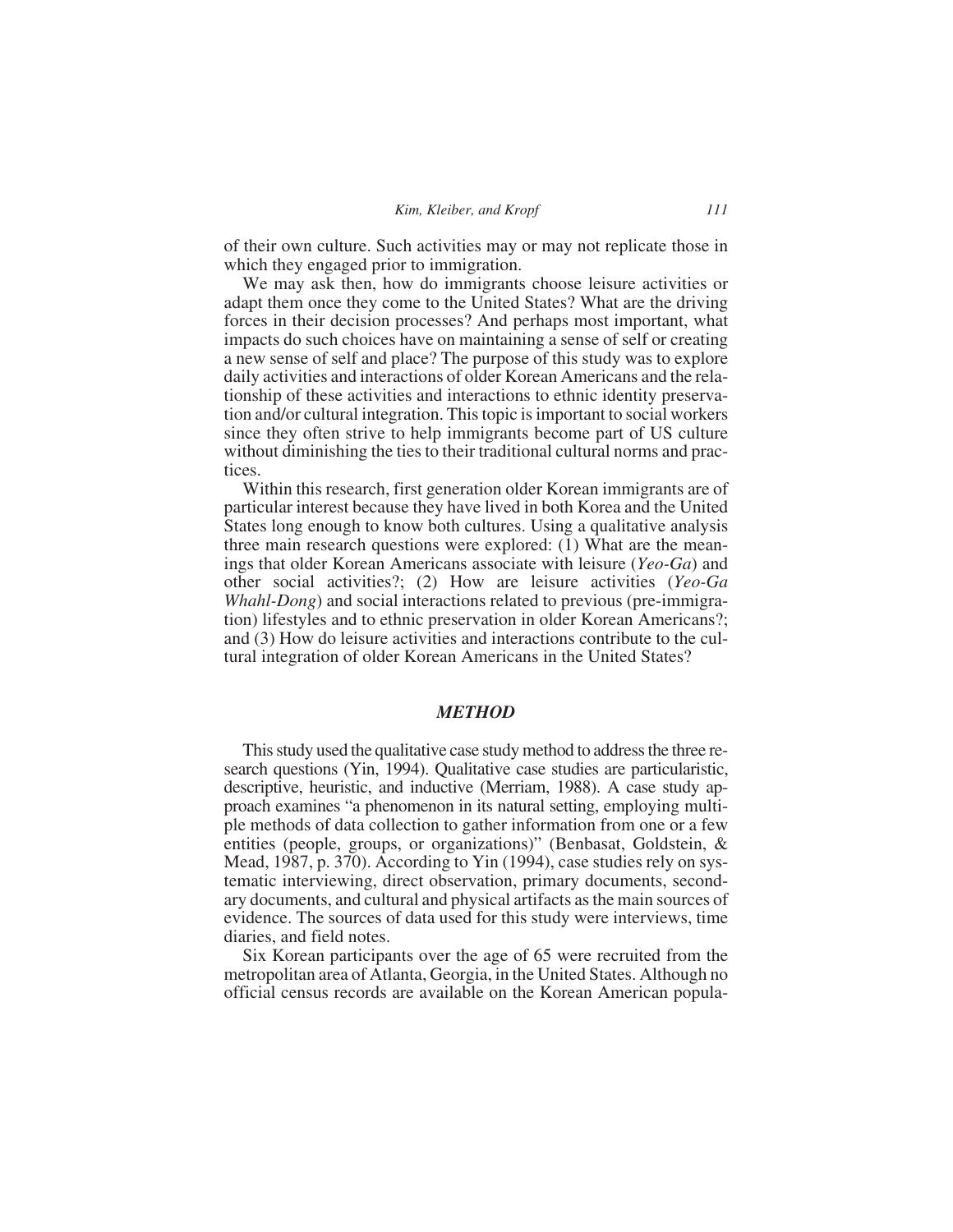of their own culture. Such activities may or may not replicate those in which they engaged prior to immigration.

We may ask then, how do immigrants choose leisure activities or adapt them once they come to the United States? What are the driving forces in their decision processes? And perhaps most important, what impacts do such choices have on maintaining a sense of self or creating a new sense of self and place? The purpose of this study was to explore daily activities and interactions of older Korean Americans and the relationship of these activities and interactions to ethnic identity preservation and/or cultural integration. This topic is important to social workers since they often strive to help immigrants become part of US culture without diminishing the ties to their traditional cultural norms and practices.

Within this research, first generation older Korean immigrants are of particular interest because they have lived in both Korea and the United States long enough to know both cultures. Using a qualitative analysis three main research questions were explored: (1) What are the meanings that older Korean Americans associate with leisure (*Yeo-Ga*) and other social activities?; (2) How are leisure activities (*Yeo-Ga Whahl-Dong*) and social interactions related to previous (pre-immigration) lifestyles and to ethnic preservation in older Korean Americans?; and (3) How do leisure activities and interactions contribute to the cultural integration of older Korean Americans in the United States?

## *METHOD*

This study used the qualitative case study method to address the three research questions (Yin, 1994). Qualitative case studies are particularistic, descriptive, heuristic, and inductive (Merriam, 1988). A case study approach examines "a phenomenon in its natural setting, employing multiple methods of data collection to gather information from one or a few entities (people, groups, or organizations)" (Benbasat, Goldstein, & Mead, 1987, p. 370). According to Yin (1994), case studies rely on systematic interviewing, direct observation, primary documents, secondary documents, and cultural and physical artifacts as the main sources of evidence. The sources of data used for this study were interviews, time diaries, and field notes.

Six Korean participants over the age of 65 were recruited from the metropolitan area of Atlanta, Georgia, in the United States. Although no official census records are available on the Korean American popula-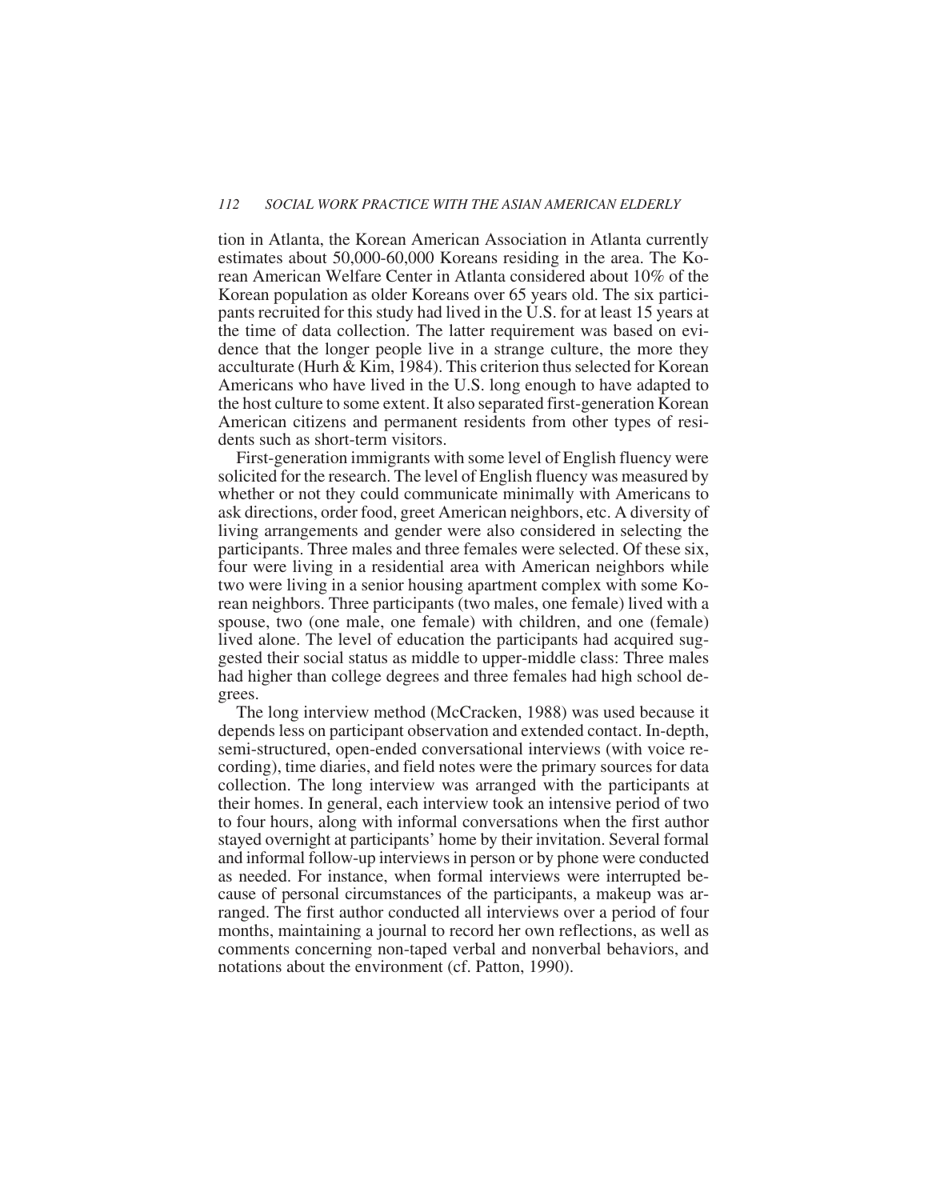tion in Atlanta, the Korean American Association in Atlanta currently estimates about 50,000-60,000 Koreans residing in the area. The Korean American Welfare Center in Atlanta considered about 10% of the Korean population as older Koreans over 65 years old. The six participants recruited for this study had lived in the U.S. for at least 15 years at the time of data collection. The latter requirement was based on evidence that the longer people live in a strange culture, the more they acculturate (Hurh & Kim, 1984). This criterion thus selected for Korean Americans who have lived in the U.S. long enough to have adapted to the host culture to some extent. It also separated first-generation Korean American citizens and permanent residents from other types of residents such as short-term visitors.

First-generation immigrants with some level of English fluency were solicited for the research. The level of English fluency was measured by whether or not they could communicate minimally with Americans to ask directions, order food, greet American neighbors, etc. A diversity of living arrangements and gender were also considered in selecting the participants. Three males and three females were selected. Of these six, four were living in a residential area with American neighbors while two were living in a senior housing apartment complex with some Korean neighbors. Three participants (two males, one female) lived with a spouse, two (one male, one female) with children, and one (female) lived alone. The level of education the participants had acquired suggested their social status as middle to upper-middle class: Three males had higher than college degrees and three females had high school degrees.

The long interview method (McCracken, 1988) was used because it depends less on participant observation and extended contact. In-depth, semi-structured, open-ended conversational interviews (with voice recording), time diaries, and field notes were the primary sources for data collection. The long interview was arranged with the participants at their homes. In general, each interview took an intensive period of two to four hours, along with informal conversations when the first author stayed overnight at participants' home by their invitation. Several formal and informal follow-up interviews in person or by phone were conducted as needed. For instance, when formal interviews were interrupted because of personal circumstances of the participants, a makeup was arranged. The first author conducted all interviews over a period of four months, maintaining a journal to record her own reflections, as well as comments concerning non-taped verbal and nonverbal behaviors, and notations about the environment (cf. Patton, 1990).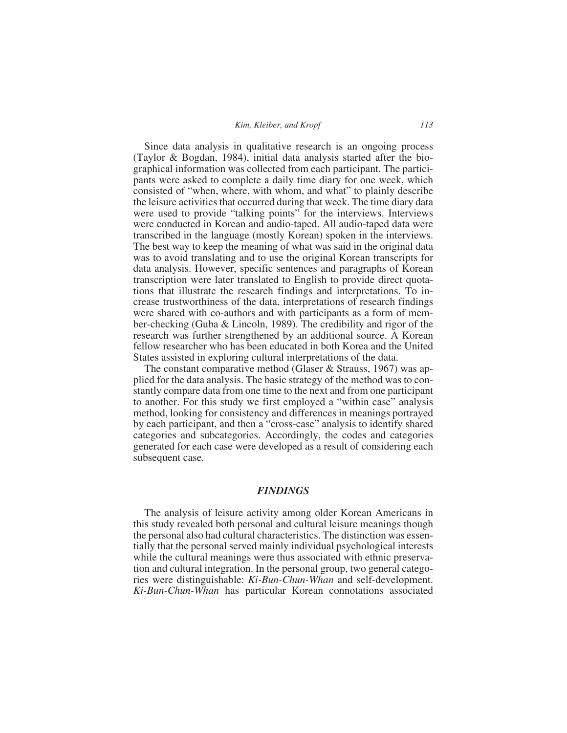Since data analysis in qualitative research is an ongoing process (Taylor & Bogdan, 1984), initial data analysis started after the biographical information was collected from each participant. The participants were asked to complete a daily time diary for one week, which consisted of "when, where, with whom, and what" to plainly describe the leisure activities that occurred during that week. The time diary data were used to provide "talking points" for the interviews. Interviews were conducted in Korean and audio-taped. All audio-taped data were transcribed in the language (mostly Korean) spoken in the interviews. The best way to keep the meaning of what was said in the original data was to avoid translating and to use the original Korean transcripts for data analysis. However, specific sentences and paragraphs of Korean transcription were later translated to English to provide direct quotations that illustrate the research findings and interpretations. To increase trustworthiness of the data, interpretations of research findings were shared with co-authors and with participants as a form of member-checking (Guba & Lincoln, 1989). The credibility and rigor of the research was further strengthened by an additional source. A Korean fellow researcher who has been educated in both Korea and the United States assisted in exploring cultural interpretations of the data.

The constant comparative method (Glaser & Strauss, 1967) was applied for the data analysis. The basic strategy of the method was to constantly compare data from one time to the next and from one participant to another. For this study we first employed a "within case" analysis method, looking for consistency and differences in meanings portrayed by each participant, and then a "cross-case" analysis to identify shared categories and subcategories. Accordingly, the codes and categories generated for each case were developed as a result of considering each subsequent case.

## *FINDINGS*

The analysis of leisure activity among older Korean Americans in this study revealed both personal and cultural leisure meanings though the personal also had cultural characteristics. The distinction was essentially that the personal served mainly individual psychological interests while the cultural meanings were thus associated with ethnic preservation and cultural integration. In the personal group, two general categories were distinguishable: *Ki-Bun-Chun-Whan* and self-development. *Ki-Bun-Chun-Whan* has particular Korean connotations associated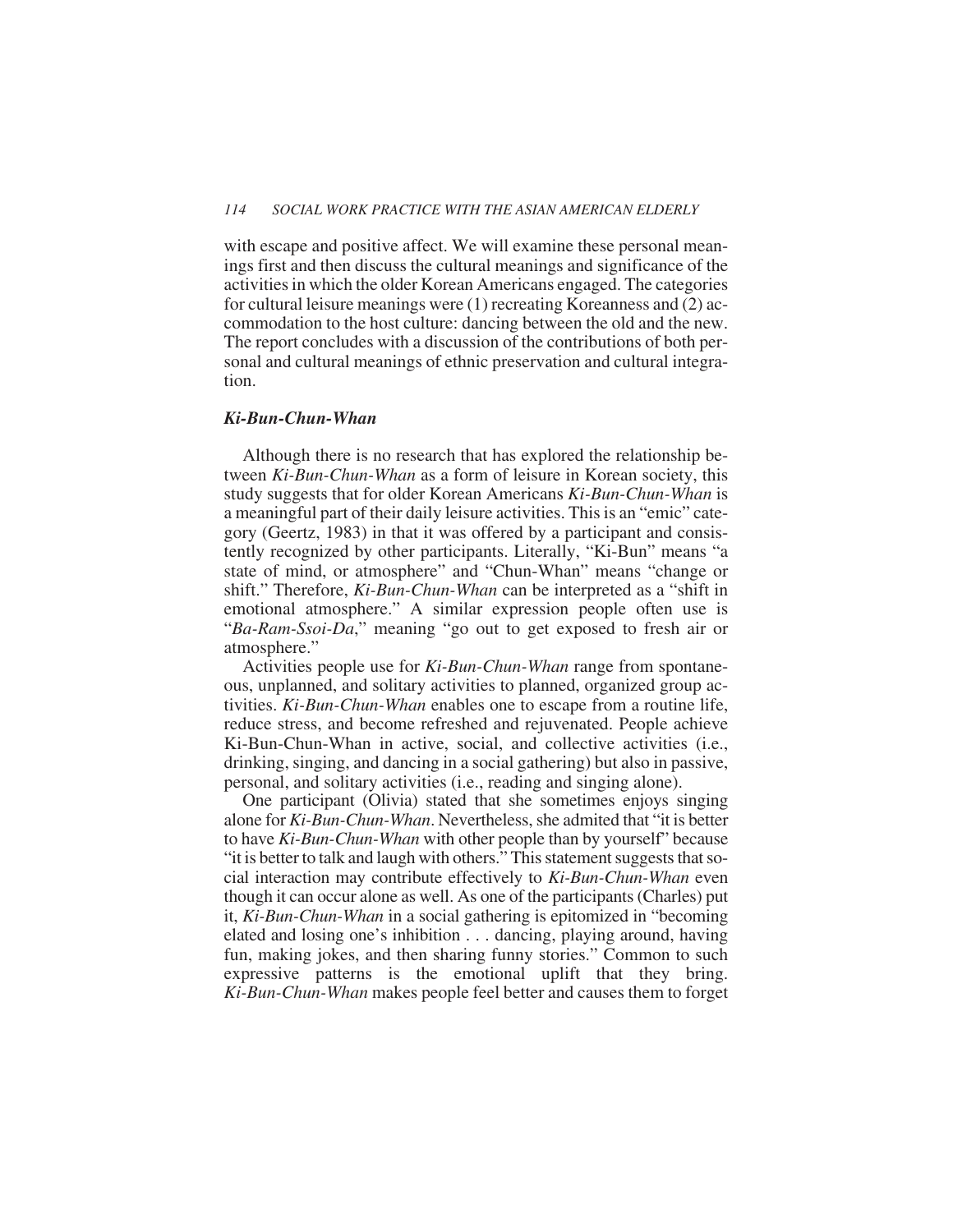with escape and positive affect. We will examine these personal meanings first and then discuss the cultural meanings and significance of the activities in which the older Korean Americans engaged. The categories for cultural leisure meanings were (1) recreating Koreanness and (2) accommodation to the host culture: dancing between the old and the new. The report concludes with a discussion of the contributions of both personal and cultural meanings of ethnic preservation and cultural integration.

### *Ki-Bun-Chun-Whan*

Although there is no research that has explored the relationship between *Ki-Bun-Chun-Whan* as a form of leisure in Korean society, this study suggests that for older Korean Americans *Ki-Bun-Chun-Whan* is a meaningful part of their daily leisure activities. This is an "emic" category (Geertz, 1983) in that it was offered by a participant and consistently recognized by other participants. Literally, "Ki-Bun" means "a state of mind, or atmosphere" and "Chun-Whan" means "change or shift." Therefore, *Ki-Bun-Chun-Whan* can be interpreted as a "shift in emotional atmosphere." A similar expression people often use is "*Ba-Ram-Ssoi-Da*," meaning "go out to get exposed to fresh air or atmosphere."

Activities people use for *Ki-Bun-Chun-Whan* range from spontaneous, unplanned, and solitary activities to planned, organized group activities. *Ki-Bun-Chun-Whan* enables one to escape from a routine life, reduce stress, and become refreshed and rejuvenated. People achieve Ki-Bun-Chun-Whan in active, social, and collective activities (i.e., drinking, singing, and dancing in a social gathering) but also in passive, personal, and solitary activities (i.e., reading and singing alone).

One participant (Olivia) stated that she sometimes enjoys singing alone for *Ki-Bun-Chun-Whan*. Nevertheless, she admited that "it is better to have *Ki-Bun-Chun-Whan* with other people than by yourself" because "it is better to talk and laugh with others." This statement suggests that social interaction may contribute effectively to *Ki-Bun-Chun-Whan* even though it can occur alone as well. As one of the participants (Charles) put it, *Ki-Bun-Chun-Whan* in a social gathering is epitomized in "becoming elated and losing one's inhibition . . . dancing, playing around, having fun, making jokes, and then sharing funny stories." Common to such expressive patterns is the emotional uplift that they bring. *Ki-Bun-Chun-Whan* makes people feel better and causes them to forget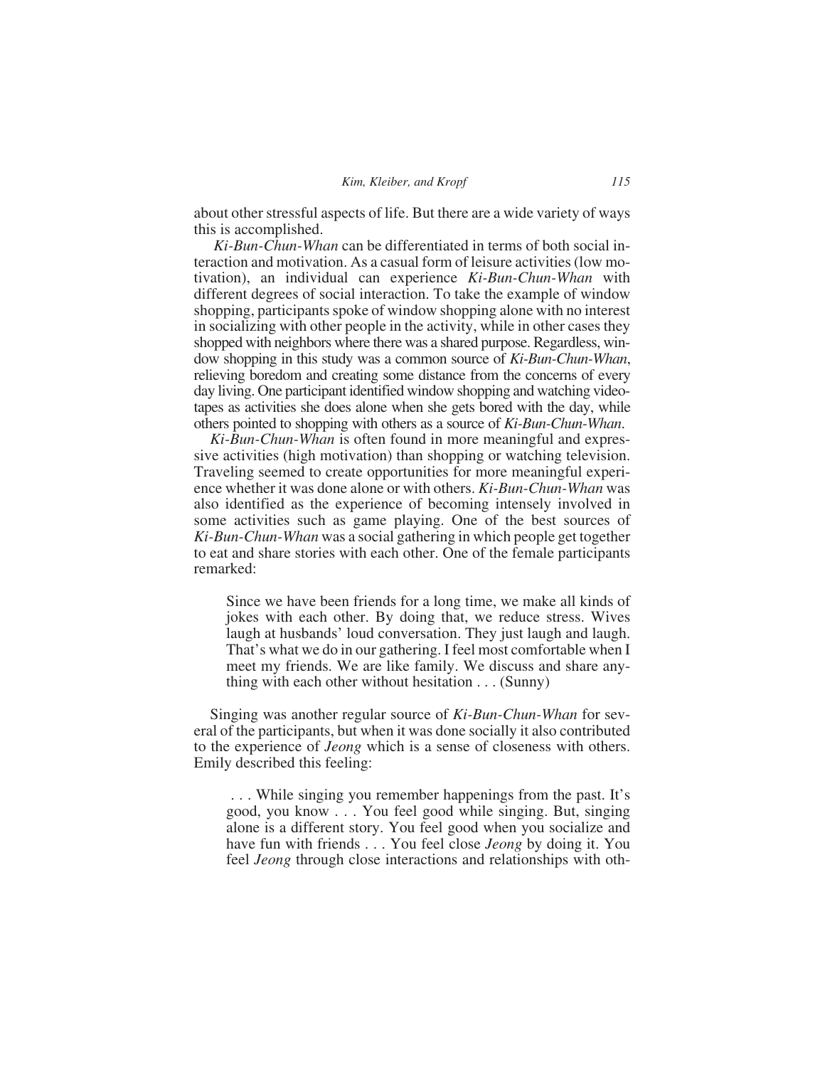about other stressful aspects of life. But there are a wide variety of ways this is accomplished.

*Ki-Bun-Chun-Whan* can be differentiated in terms of both social interaction and motivation. As a casual form of leisure activities (low motivation), an individual can experience *Ki-Bun-Chun-Whan* with different degrees of social interaction. To take the example of window shopping, participants spoke of window shopping alone with no interest in socializing with other people in the activity, while in other cases they shopped with neighbors where there was a shared purpose. Regardless, window shopping in this study was a common source of *Ki-Bun-Chun-Whan*, relieving boredom and creating some distance from the concerns of every day living. One participant identified window shopping and watching videotapes as activities she does alone when she gets bored with the day, while others pointed to shopping with others as a source of *Ki-Bun-Chun-Whan*.

*Ki-Bun-Chun-Whan* is often found in more meaningful and expressive activities (high motivation) than shopping or watching television. Traveling seemed to create opportunities for more meaningful experience whether it was done alone or with others. *Ki-Bun-Chun-Whan* was also identified as the experience of becoming intensely involved in some activities such as game playing. One of the best sources of *Ki-Bun-Chun-Whan* was a social gathering in which people get together to eat and share stories with each other. One of the female participants remarked:

> Since we have been friends for a long time, we make all kinds of jokes with each other. By doing that, we reduce stress. Wives laugh at husbands' loud conversation. They just laugh and laugh. That's what we do in our gathering. I feel most comfortable when I meet my friends. We are like family. We discuss and share anything with each other without hesitation . . . (Sunny)

Singing was another regular source of *Ki-Bun-Chun-Whan* for several of the participants, but when it was done socially it also contributed to the experience of *Jeong* which is a sense of closeness with others. Emily described this feeling:

> . . . While singing you remember happenings from the past. It's good, you know . . . You feel good while singing. But, singing alone is a different story. You feel good when you socialize and have fun with friends . . . You feel close *Jeong* by doing it. You feel *Jeong* through close interactions and relationships with oth-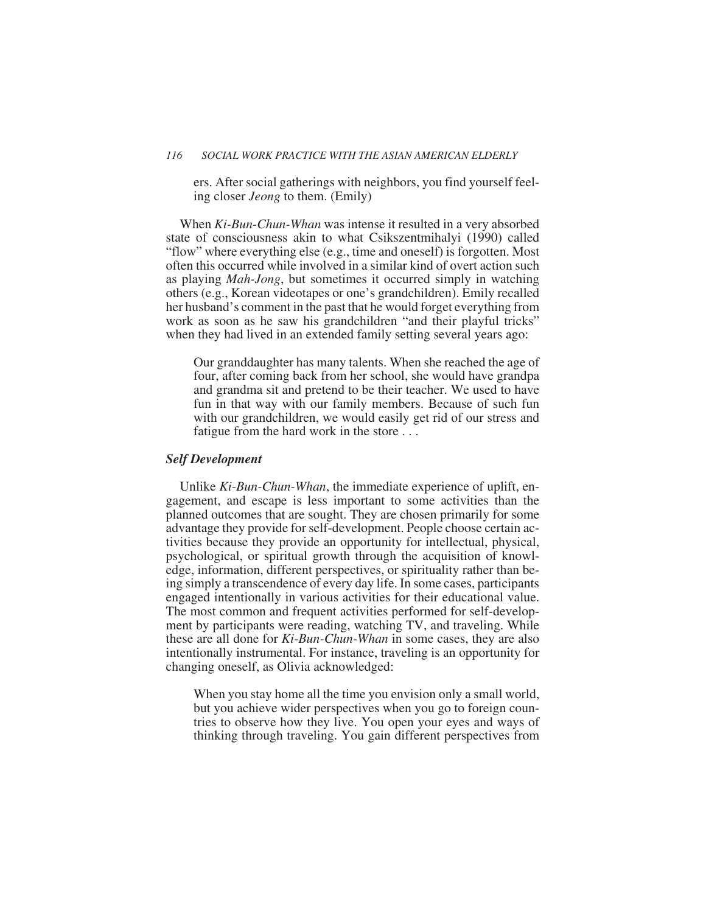> ers. After social gatherings with neighbors, you find yourself feeling closer *Jeong* to them. (Emily)

When *Ki-Bun-Chun-Whan* was intense it resulted in a very absorbed state of consciousness akin to what Csikszentmihalyi (1990) called "flow" where everything else (e.g., time and oneself) is forgotten. Most often this occurred while involved in a similar kind of overt action such as playing *Mah-Jong*, but sometimes it occurred simply in watching others (e.g., Korean videotapes or one's grandchildren). Emily recalled her husband's comment in the past that he would forget everything from work as soon as he saw his grandchildren "and their playful tricks" when they had lived in an extended family setting several years ago:

> Our granddaughter has many talents. When she reached the age of four, after coming back from her school, she would have grandpa and grandma sit and pretend to be their teacher. We used to have fun in that way with our family members. Because of such fun with our grandchildren, we would easily get rid of our stress and fatigue from the hard work in the store . . .

### *Self Development*

Unlike *Ki-Bun-Chun-Whan*, the immediate experience of uplift, engagement, and escape is less important to some activities than the planned outcomes that are sought. They are chosen primarily for some advantage they provide for self-development. People choose certain activities because they provide an opportunity for intellectual, physical, psychological, or spiritual growth through the acquisition of knowledge, information, different perspectives, or spirituality rather than being simply a transcendence of every day life. In some cases, participants engaged intentionally in various activities for their educational value. The most common and frequent activities performed for self-development by participants were reading, watching TV, and traveling. While these are all done for *Ki-Bun-Chun-Whan* in some cases, they are also intentionally instrumental. For instance, traveling is an opportunity for changing oneself, as Olivia acknowledged:

> When you stay home all the time you envision only a small world, but you achieve wider perspectives when you go to foreign countries to observe how they live. You open your eyes and ways of thinking through traveling. You gain different perspectives from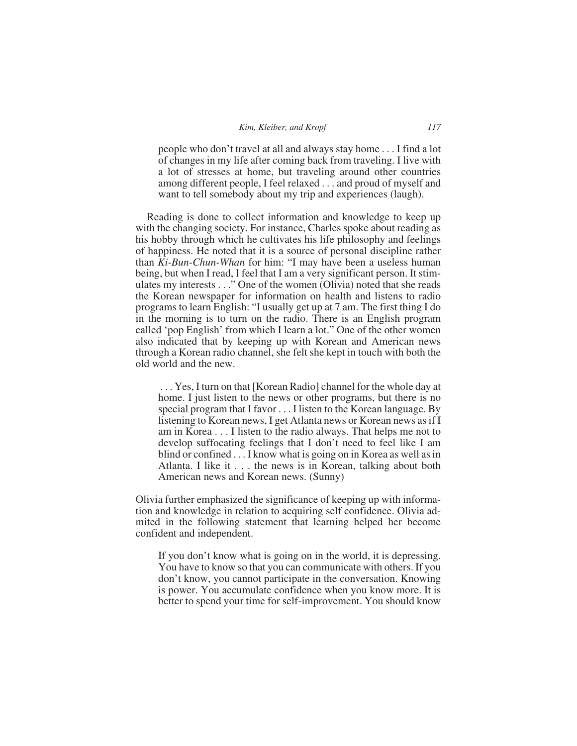> people who don't travel at all and always stay home . . . I find a lot of changes in my life after coming back from traveling. I live with a lot of stresses at home, but traveling around other countries among different people, I feel relaxed . . . and proud of myself and want to tell somebody about my trip and experiences (laugh).

Reading is done to collect information and knowledge to keep up with the changing society. For instance, Charles spoke about reading as his hobby through which he cultivates his life philosophy and feelings of happiness. He noted that it is a source of personal discipline rather than *Ki-Bun-Chun-Whan* for him: "I may have been a useless human being, but when I read, I feel that I am a very significant person. It stimulates my interests . . ." One of the women (Olivia) noted that she reads the Korean newspaper for information on health and listens to radio programs to learn English: "I usually get up at 7 am. The first thing I do in the morning is to turn on the radio. There is an English program called 'pop English' from which I learn a lot." One of the other women also indicated that by keeping up with Korean and American news through a Korean radio channel, she felt she kept in touch with both the old world and the new.

> . . . Yes, I turn on that [Korean Radio] channel for the whole day at home. I just listen to the news or other programs, but there is no special program that I favor . . . I listen to the Korean language. By listening to Korean news, I get Atlanta news or Korean news as if I am in Korea . . . I listen to the radio always. That helps me not to develop suffocating feelings that I don't need to feel like I am blind or confined . . . I know what is going on in Korea as well as in Atlanta. I like it . . . the news is in Korean, talking about both American news and Korean news. (Sunny)

Olivia further emphasized the significance of keeping up with information and knowledge in relation to acquiring self confidence. Olivia admited in the following statement that learning helped her become confident and independent.

> If you don't know what is going on in the world, it is depressing. You have to know so that you can communicate with others. If you don't know, you cannot participate in the conversation. Knowing is power. You accumulate confidence when you know more. It is better to spend your time for self-improvement. You should know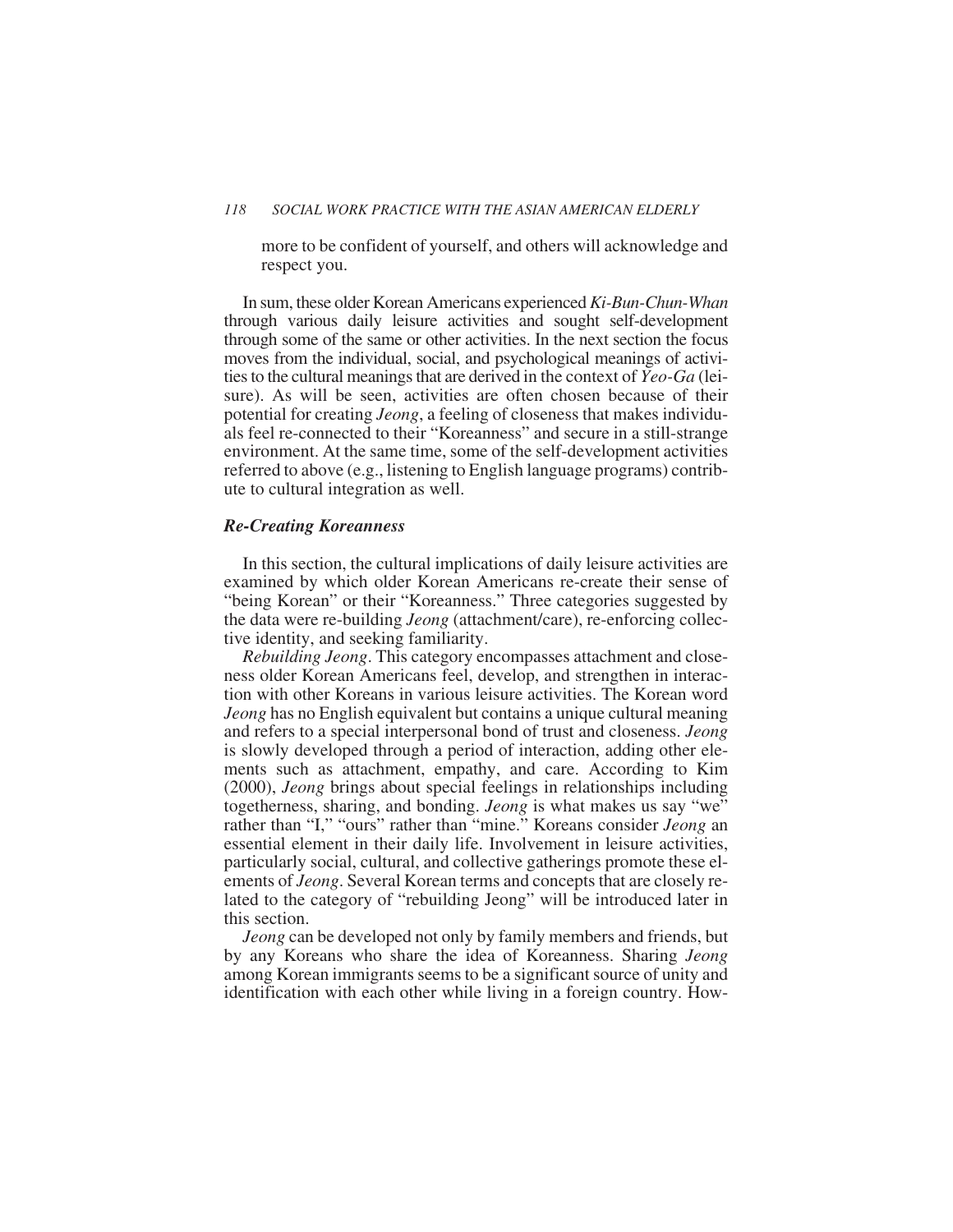more to be confident of yourself, and others will acknowledge and respect you.

In sum, these older Korean Americans experienced *Ki-Bun-Chun-Whan* through various daily leisure activities and sought self-development through some of the same or other activities. In the next section the focus moves from the individual, social, and psychological meanings of activities to the cultural meanings that are derived in the context of *Yeo-Ga* (leisure). As will be seen, activities are often chosen because of their potential for creating *Jeong*, a feeling of closeness that makes individuals feel re-connected to their "Koreanness" and secure in a still-strange environment. At the same time, some of the self-development activities referred to above (e.g., listening to English language programs) contribute to cultural integration as well.

### *Re-Creating Koreanness*

In this section, the cultural implications of daily leisure activities are examined by which older Korean Americans re-create their sense of "being Korean" or their "Koreanness." Three categories suggested by the data were re-building *Jeong* (attachment/care), re-enforcing collective identity, and seeking familiarity.

*Rebuilding Jeong*. This category encompasses attachment and closeness older Korean Americans feel, develop, and strengthen in interaction with other Koreans in various leisure activities. The Korean word *Jeong* has no English equivalent but contains a unique cultural meaning and refers to a special interpersonal bond of trust and closeness. *Jeong* is slowly developed through a period of interaction, adding other elements such as attachment, empathy, and care. According to Kim (2000), *Jeong* brings about special feelings in relationships including togetherness, sharing, and bonding. *Jeong* is what makes us say "we" rather than "I," "ours" rather than "mine." Koreans consider *Jeong* an essential element in their daily life. Involvement in leisure activities, particularly social, cultural, and collective gatherings promote these elements of *Jeong*. Several Korean terms and concepts that are closely related to the category of "rebuilding Jeong" will be introduced later in this section.

*Jeong* can be developed not only by family members and friends, but by any Koreans who share the idea of Koreanness. Sharing *Jeong* among Korean immigrants seems to be a significant source of unity and identification with each other while living in a foreign country. How-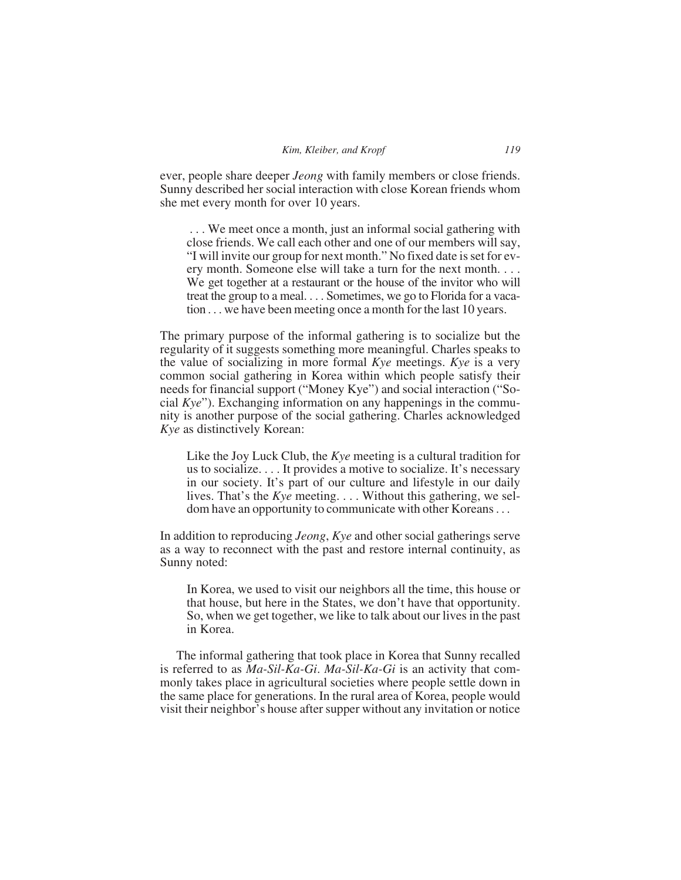ever, people share deeper *Jeong* with family members or close friends. Sunny described her social interaction with close Korean friends whom she met every month for over 10 years.

> . . . We meet once a month, just an informal social gathering with close friends. We call each other and one of our members will say, "I will invite our group for next month." No fixed date is set for every month. Someone else will take a turn for the next month. . . . We get together at a restaurant or the house of the invitor who will treat the group to a meal. . . . Sometimes, we go to Florida for a vacation . . . we have been meeting once a month for the last 10 years.

The primary purpose of the informal gathering is to socialize but the regularity of it suggests something more meaningful. Charles speaks to the value of socializing in more formal *Kye* meetings. *Kye* is a very common social gathering in Korea within which people satisfy their needs for financial support ("Money Kye") and social interaction ("Social *Kye*"). Exchanging information on any happenings in the community is another purpose of the social gathering. Charles acknowledged *Kye* as distinctively Korean:

> Like the Joy Luck Club, the *Kye* meeting is a cultural tradition for us to socialize. . . . It provides a motive to socialize. It's necessary in our society. It's part of our culture and lifestyle in our daily lives. That's the *Kye* meeting. . . . Without this gathering, we seldom have an opportunity to communicate with other Koreans . . .

In addition to reproducing *Jeong*, *Kye* and other social gatherings serve as a way to reconnect with the past and restore internal continuity, as Sunny noted:

> In Korea, we used to visit our neighbors all the time, this house or that house, but here in the States, we don't have that opportunity. So, when we get together, we like to talk about our lives in the past in Korea.

The informal gathering that took place in Korea that Sunny recalled is referred to as *Ma-Sil-Ka-Gi*. *Ma-Sil-Ka-Gi* is an activity that commonly takes place in agricultural societies where people settle down in the same place for generations. In the rural area of Korea, people would visit their neighbor's house after supper without any invitation or notice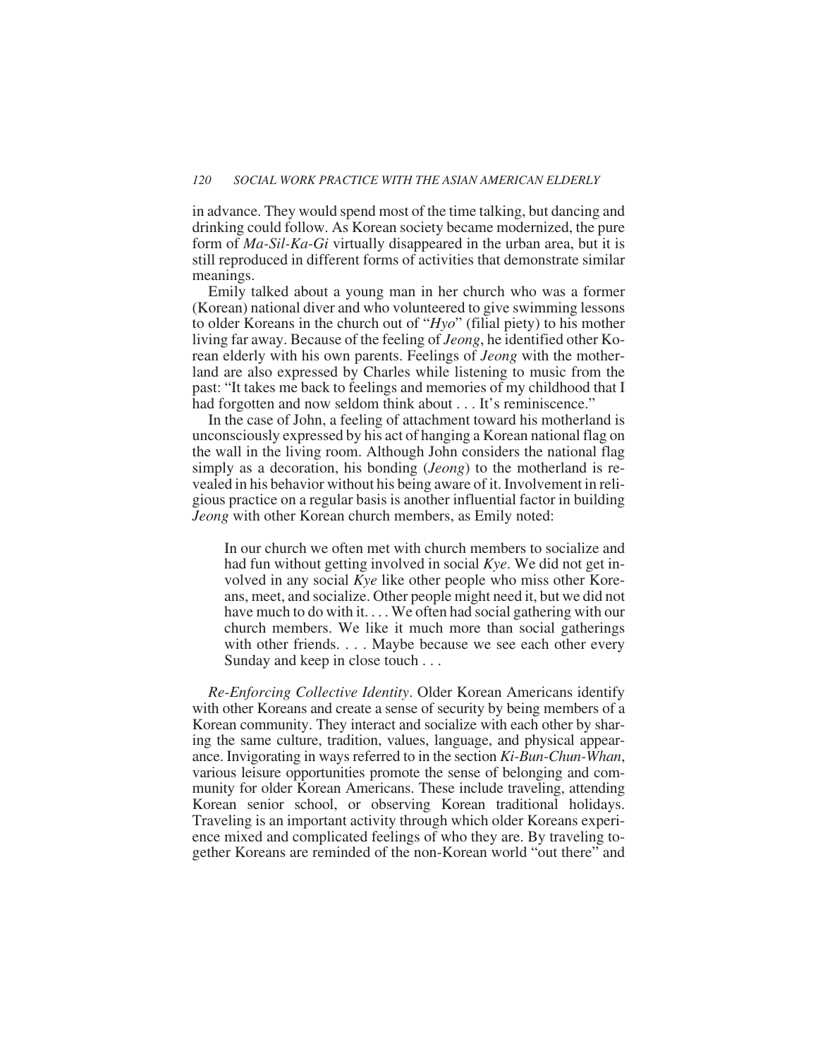in advance. They would spend most of the time talking, but dancing and drinking could follow. As Korean society became modernized, the pure form of *Ma-Sil-Ka-Gi* virtually disappeared in the urban area, but it is still reproduced in different forms of activities that demonstrate similar meanings.

Emily talked about a young man in her church who was a former (Korean) national diver and who volunteered to give swimming lessons to older Koreans in the church out of "*Hyo*" (filial piety) to his mother living far away. Because of the feeling of *Jeong*, he identified other Korean elderly with his own parents. Feelings of *Jeong* with the motherland are also expressed by Charles while listening to music from the past: "It takes me back to feelings and memories of my childhood that I had forgotten and now seldom think about . . . It's reminiscence."

In the case of John, a feeling of attachment toward his motherland is unconsciously expressed by his act of hanging a Korean national flag on the wall in the living room. Although John considers the national flag simply as a decoration, his bonding (*Jeong*) to the motherland is revealed in his behavior without his being aware of it. Involvement in religious practice on a regular basis is another influential factor in building *Jeong* with other Korean church members, as Emily noted:

> In our church we often met with church members to socialize and had fun without getting involved in social *Kye*. We did not get involved in any social *Kye* like other people who miss other Koreans, meet, and socialize. Other people might need it, but we did not have much to do with it. . . . We often had social gathering with our church members. We like it much more than social gatherings with other friends. . . . Maybe because we see each other every Sunday and keep in close touch . . .

*Re-Enforcing Collective Identity*. Older Korean Americans identify with other Koreans and create a sense of security by being members of a Korean community. They interact and socialize with each other by sharing the same culture, tradition, values, language, and physical appearance. Invigorating in ways referred to in the section *Ki-Bun-Chun-Whan*, various leisure opportunities promote the sense of belonging and community for older Korean Americans. These include traveling, attending Korean senior school, or observing Korean traditional holidays. Traveling is an important activity through which older Koreans experience mixed and complicated feelings of who they are. By traveling together Koreans are reminded of the non-Korean world "out there" and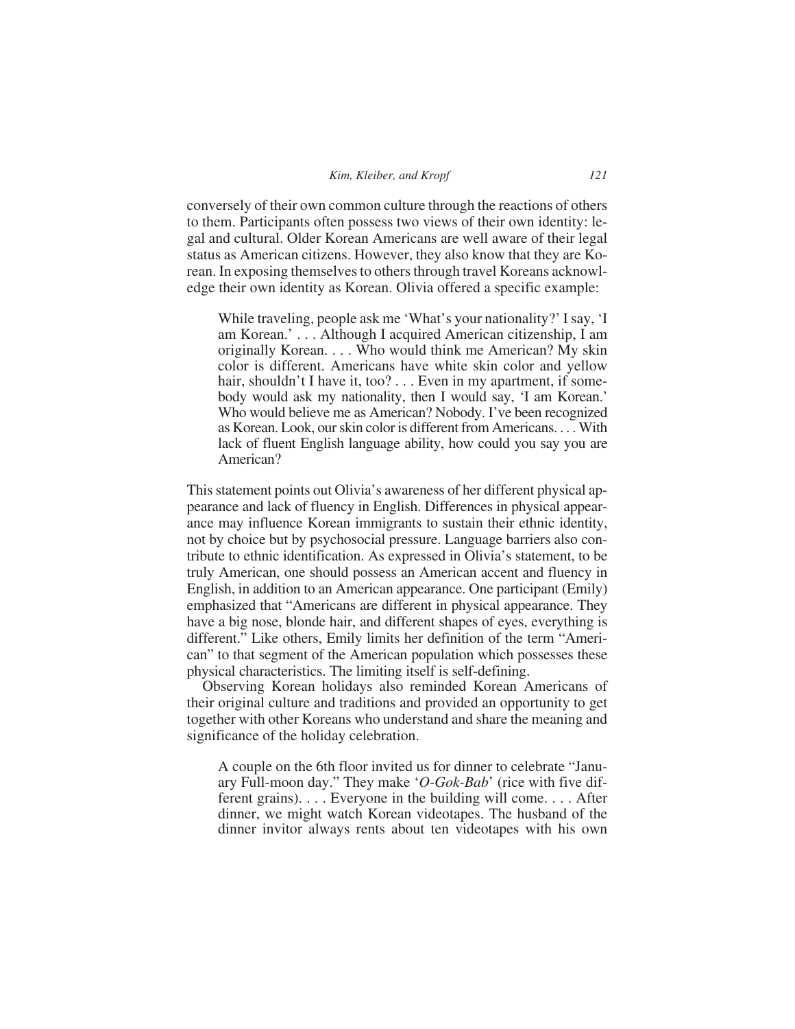conversely of their own common culture through the reactions of others to them. Participants often possess two views of their own identity: legal and cultural. Older Korean Americans are well aware of their legal status as American citizens. However, they also know that they are Korean. In exposing themselves to others through travel Koreans acknowledge their own identity as Korean. Olivia offered a specific example:

> While traveling, people ask me 'What's your nationality?' I say, 'I am Korean.' . . . Although I acquired American citizenship, I am originally Korean. . . . Who would think me American? My skin color is different. Americans have white skin color and yellow hair, shouldn't I have it, too? . . . Even in my apartment, if somebody would ask my nationality, then I would say, 'I am Korean.' Who would believe me as American? Nobody. I've been recognized as Korean. Look, our skin color is different from Americans. . . . With lack of fluent English language ability, how could you say you are American?

This statement points out Olivia's awareness of her different physical appearance and lack of fluency in English. Differences in physical appearance may influence Korean immigrants to sustain their ethnic identity, not by choice but by psychosocial pressure. Language barriers also contribute to ethnic identification. As expressed in Olivia's statement, to be truly American, one should possess an American accent and fluency in English, in addition to an American appearance. One participant (Emily) emphasized that "Americans are different in physical appearance. They have a big nose, blonde hair, and different shapes of eyes, everything is different." Like others, Emily limits her definition of the term "American" to that segment of the American population which possesses these physical characteristics. The limiting itself is self-defining.

Observing Korean holidays also reminded Korean Americans of their original culture and traditions and provided an opportunity to get together with other Koreans who understand and share the meaning and significance of the holiday celebration.

> A couple on the 6th floor invited us for dinner to celebrate "January Full-moon day." They make '*O-Gok-Bab*' (rice with five different grains). . . . Everyone in the building will come. . . . After dinner, we might watch Korean videotapes. The husband of the dinner invitor always rents about ten videotapes with his own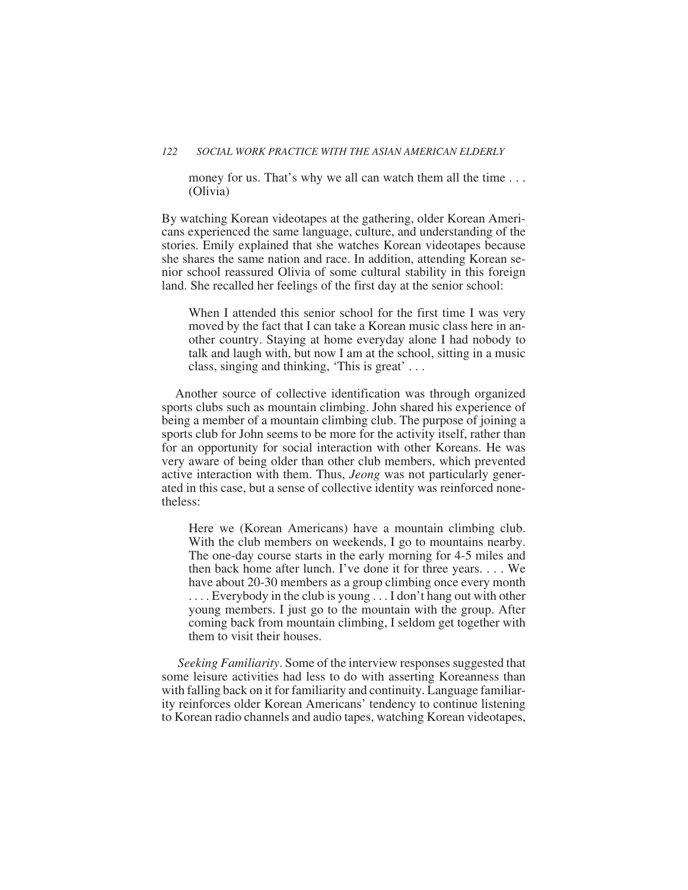> money for us. That's why we all can watch them all the time . . . (Olivia)

By watching Korean videotapes at the gathering, older Korean Americans experienced the same language, culture, and understanding of the stories. Emily explained that she watches Korean videotapes because she shares the same nation and race. In addition, attending Korean senior school reassured Olivia of some cultural stability in this foreign land. She recalled her feelings of the first day at the senior school:

> When I attended this senior school for the first time I was very moved by the fact that I can take a Korean music class here in another country. Staying at home everyday alone I had nobody to talk and laugh with, but now I am at the school, sitting in a music class, singing and thinking, 'This is great' . . .

Another source of collective identification was through organized sports clubs such as mountain climbing. John shared his experience of being a member of a mountain climbing club. The purpose of joining a sports club for John seems to be more for the activity itself, rather than for an opportunity for social interaction with other Koreans. He was very aware of being older than other club members, which prevented active interaction with them. Thus, *Jeong* was not particularly generated in this case, but a sense of collective identity was reinforced nonetheless:

> Here we (Korean Americans) have a mountain climbing club. With the club members on weekends, I go to mountains nearby. The one-day course starts in the early morning for 4-5 miles and then back home after lunch. I've done it for three years. . . . We have about 20-30 members as a group climbing once every month . . . . Everybody in the club is young . . . I don't hang out with other young members. I just go to the mountain with the group. After coming back from mountain climbing, I seldom get together with them to visit their houses.

*Seeking Familiarity*. Some of the interview responses suggested that some leisure activities had less to do with asserting Koreanness than with falling back on it for familiarity and continuity. Language familiarity reinforces older Korean Americans' tendency to continue listening to Korean radio channels and audio tapes, watching Korean videotapes,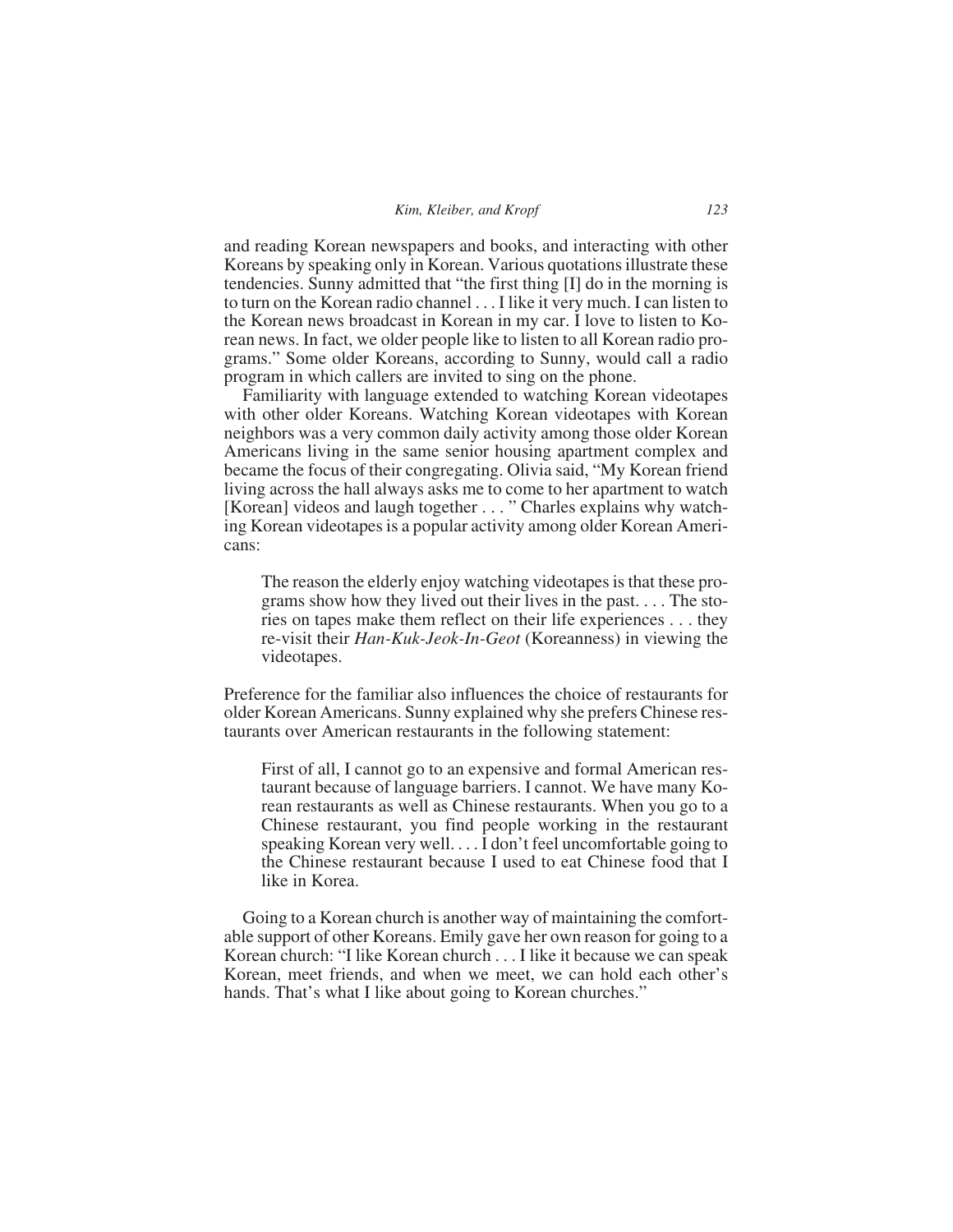and reading Korean newspapers and books, and interacting with other Koreans by speaking only in Korean. Various quotations illustrate these tendencies. Sunny admitted that "the first thing [I] do in the morning is to turn on the Korean radio channel . . . I like it very much. I can listen to the Korean news broadcast in Korean in my car. I love to listen to Korean news. In fact, we older people like to listen to all Korean radio programs." Some older Koreans, according to Sunny, would call a radio program in which callers are invited to sing on the phone.

Familiarity with language extended to watching Korean videotapes with other older Koreans. Watching Korean videotapes with Korean neighbors was a very common daily activity among those older Korean Americans living in the same senior housing apartment complex and became the focus of their congregating. Olivia said, "My Korean friend living across the hall always asks me to come to her apartment to watch [Korean] videos and laugh together . . . " Charles explains why watching Korean videotapes is a popular activity among older Korean Americans:

> The reason the elderly enjoy watching videotapes is that these programs show how they lived out their lives in the past. . . . The stories on tapes make them reflect on their life experiences . . . they re-visit their *Han-Kuk-Jeok-In-Geot* (Koreanness) in viewing the videotapes.

Preference for the familiar also influences the choice of restaurants for older Korean Americans. Sunny explained why she prefers Chinese restaurants over American restaurants in the following statement:

> First of all, I cannot go to an expensive and formal American restaurant because of language barriers. I cannot. We have many Korean restaurants as well as Chinese restaurants. When you go to a Chinese restaurant, you find people working in the restaurant speaking Korean very well. . . . I don't feel uncomfortable going to the Chinese restaurant because I used to eat Chinese food that I like in Korea.

Going to a Korean church is another way of maintaining the comfortable support of other Koreans. Emily gave her own reason for going to a Korean church: "I like Korean church . . . I like it because we can speak Korean, meet friends, and when we meet, we can hold each other's hands. That's what I like about going to Korean churches."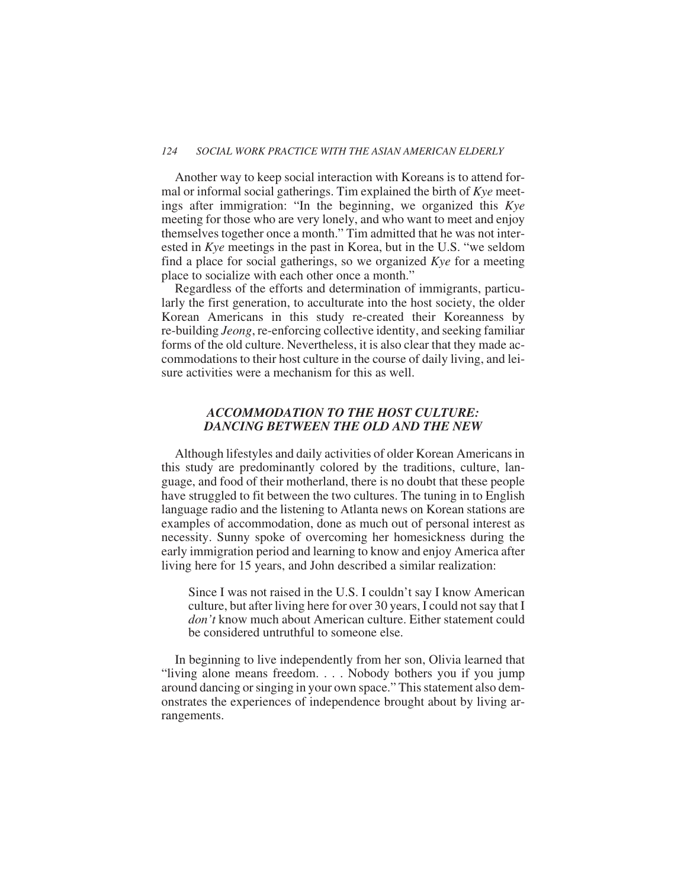Another way to keep social interaction with Koreans is to attend formal or informal social gatherings. Tim explained the birth of *Kye* meetings after immigration: "In the beginning, we organized this *Kye* meeting for those who are very lonely, and who want to meet and enjoy themselves together once a month." Tim admitted that he was not interested in *Kye* meetings in the past in Korea, but in the U.S. "we seldom find a place for social gatherings, so we organized *Kye* for a meeting place to socialize with each other once a month."

Regardless of the efforts and determination of immigrants, particularly the first generation, to acculturate into the host society, the older Korean Americans in this study re-created their Koreanness by re-building *Jeong*, re-enforcing collective identity, and seeking familiar forms of the old culture. Nevertheless, it is also clear that they made accommodations to their host culture in the course of daily living, and leisure activities were a mechanism for this as well.

## *ACCOMMODATION TO THE HOST CULTURE: DANCING BETWEEN THE OLD AND THE NEW*

Although lifestyles and daily activities of older Korean Americans in this study are predominantly colored by the traditions, culture, language, and food of their motherland, there is no doubt that these people have struggled to fit between the two cultures. The tuning in to English language radio and the listening to Atlanta news on Korean stations are examples of accommodation, done as much out of personal interest as necessity. Sunny spoke of overcoming her homesickness during the early immigration period and learning to know and enjoy America after living here for 15 years, and John described a similar realization:

> Since I was not raised in the U.S. I couldn't say I know American culture, but after living here for over 30 years, I could not say that I *don't* know much about American culture. Either statement could be considered untruthful to someone else.

In beginning to live independently from her son, Olivia learned that "living alone means freedom. . . . Nobody bothers you if you jump around dancing or singing in your own space." This statement also demonstrates the experiences of independence brought about by living arrangements.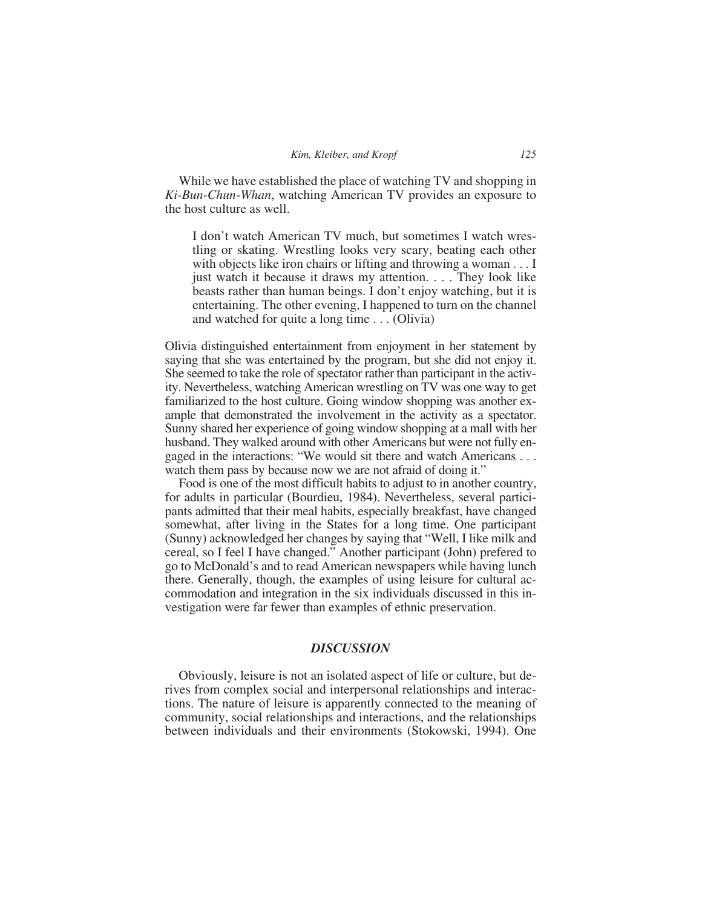While we have established the place of watching TV and shopping in *Ki-Bun-Chun-Whan*, watching American TV provides an exposure to the host culture as well.

> I don't watch American TV much, but sometimes I watch wrestling or skating. Wrestling looks very scary, beating each other with objects like iron chairs or lifting and throwing a woman . . . I just watch it because it draws my attention. . . . They look like beasts rather than human beings. I don't enjoy watching, but it is entertaining. The other evening, I happened to turn on the channel and watched for quite a long time . . . (Olivia)

Olivia distinguished entertainment from enjoyment in her statement by saying that she was entertained by the program, but she did not enjoy it. She seemed to take the role of spectator rather than participant in the activity. Nevertheless, watching American wrestling on TV was one way to get familiarized to the host culture. Going window shopping was another example that demonstrated the involvement in the activity as a spectator. Sunny shared her experience of going window shopping at a mall with her husband. They walked around with other Americans but were not fully engaged in the interactions: "We would sit there and watch Americans . . . watch them pass by because now we are not afraid of doing it."

Food is one of the most difficult habits to adjust to in another country, for adults in particular (Bourdieu, 1984). Nevertheless, several participants admitted that their meal habits, especially breakfast, have changed somewhat, after living in the States for a long time. One participant (Sunny) acknowledged her changes by saying that "Well, I like milk and cereal, so I feel I have changed." Another participant (John) prefered to go to McDonald's and to read American newspapers while having lunch there. Generally, though, the examples of using leisure for cultural accommodation and integration in the six individuals discussed in this investigation were far fewer than examples of ethnic preservation.

## *DISCUSSION*

Obviously, leisure is not an isolated aspect of life or culture, but derives from complex social and interpersonal relationships and interactions. The nature of leisure is apparently connected to the meaning of community, social relationships and interactions, and the relationships between individuals and their environments (Stokowski, 1994). One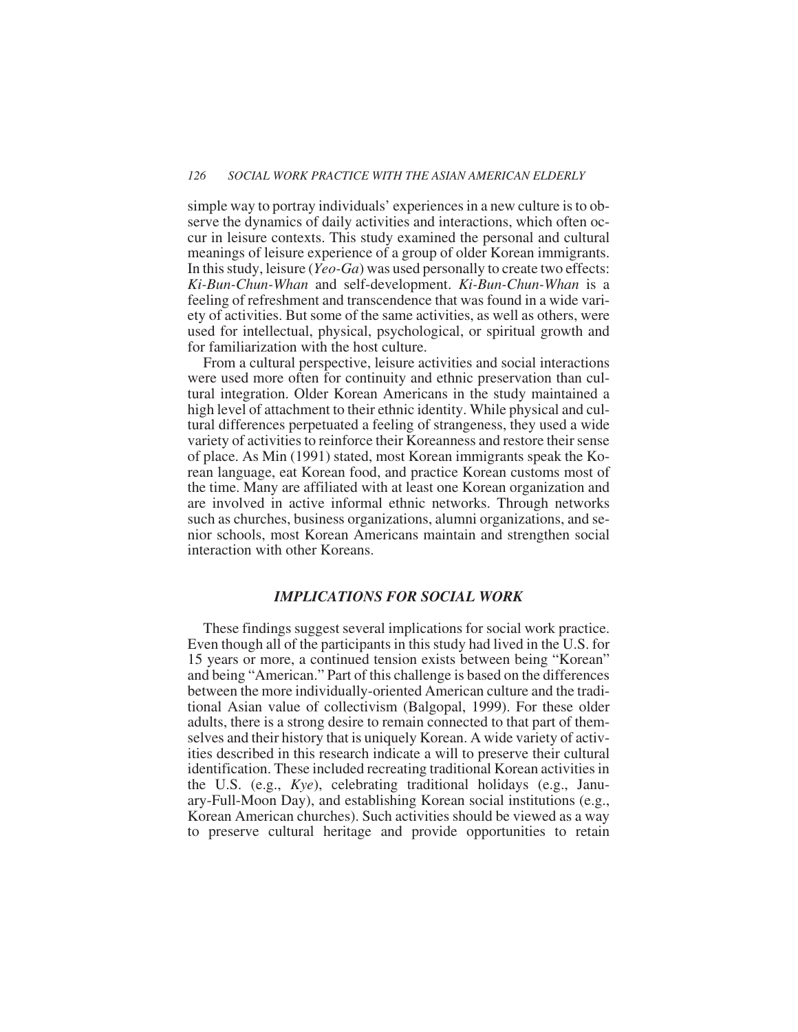simple way to portray individuals' experiences in a new culture is to observe the dynamics of daily activities and interactions, which often occur in leisure contexts. This study examined the personal and cultural meanings of leisure experience of a group of older Korean immigrants. In this study, leisure (*Yeo-Ga*) was used personally to create two effects: *Ki-Bun-Chun-Whan* and self-development. *Ki-Bun-Chun-Whan* is a feeling of refreshment and transcendence that was found in a wide variety of activities. But some of the same activities, as well as others, were used for intellectual, physical, psychological, or spiritual growth and for familiarization with the host culture.

From a cultural perspective, leisure activities and social interactions were used more often for continuity and ethnic preservation than cultural integration. Older Korean Americans in the study maintained a high level of attachment to their ethnic identity. While physical and cultural differences perpetuated a feeling of strangeness, they used a wide variety of activities to reinforce their Koreanness and restore their sense of place. As Min (1991) stated, most Korean immigrants speak the Korean language, eat Korean food, and practice Korean customs most of the time. Many are affiliated with at least one Korean organization and are involved in active informal ethnic networks. Through networks such as churches, business organizations, alumni organizations, and senior schools, most Korean Americans maintain and strengthen social interaction with other Koreans.

## *IMPLICATIONS FOR SOCIAL WORK*

These findings suggest several implications for social work practice. Even though all of the participants in this study had lived in the U.S. for 15 years or more, a continued tension exists between being "Korean" and being "American." Part of this challenge is based on the differences between the more individually-oriented American culture and the traditional Asian value of collectivism (Balgopal, 1999). For these older adults, there is a strong desire to remain connected to that part of themselves and their history that is uniquely Korean. A wide variety of activities described in this research indicate a will to preserve their cultural identification. These included recreating traditional Korean activities in the U.S. (e.g., *Kye*), celebrating traditional holidays (e.g., January-Full-Moon Day), and establishing Korean social institutions (e.g., Korean American churches). Such activities should be viewed as a way to preserve cultural heritage and provide opportunities to retain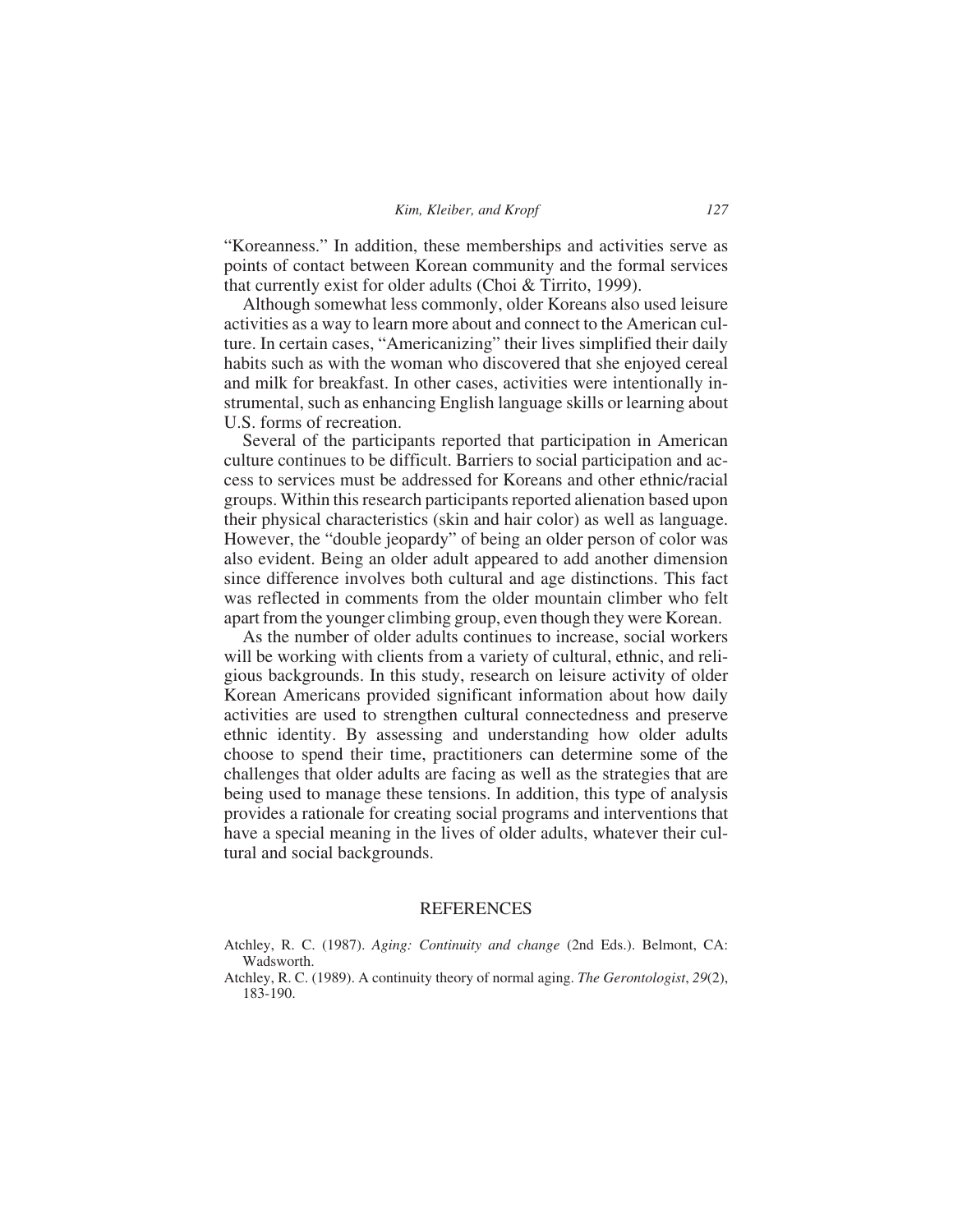"Koreanness." In addition, these memberships and activities serve as points of contact between Korean community and the formal services that currently exist for older adults (Choi & Tirrito, 1999).

Although somewhat less commonly, older Koreans also used leisure activities as a way to learn more about and connect to the American culture. In certain cases, "Americanizing" their lives simplified their daily habits such as with the woman who discovered that she enjoyed cereal and milk for breakfast. In other cases, activities were intentionally instrumental, such as enhancing English language skills or learning about U.S. forms of recreation.

Several of the participants reported that participation in American culture continues to be difficult. Barriers to social participation and access to services must be addressed for Koreans and other ethnic/racial groups. Within this research participants reported alienation based upon their physical characteristics (skin and hair color) as well as language. However, the "double jeopardy" of being an older person of color was also evident. Being an older adult appeared to add another dimension since difference involves both cultural and age distinctions. This fact was reflected in comments from the older mountain climber who felt apart from the younger climbing group, even though they were Korean.

As the number of older adults continues to increase, social workers will be working with clients from a variety of cultural, ethnic, and religious backgrounds. In this study, research on leisure activity of older Korean Americans provided significant information about how daily activities are used to strengthen cultural connectedness and preserve ethnic identity. By assessing and understanding how older adults choose to spend their time, practitioners can determine some of the challenges that older adults are facing as well as the strategies that are being used to manage these tensions. In addition, this type of analysis provides a rationale for creating social programs and interventions that have a special meaning in the lives of older adults, whatever their cultural and social backgrounds.

## REFERENCES

Atchley, R. C. (1987). *Aging: Continuity and change* (2nd Eds.). Belmont, CA: Wadsworth.

Atchley, R. C. (1989). A continuity theory of normal aging. *The Gerontologist*, *29*(2), 183-190.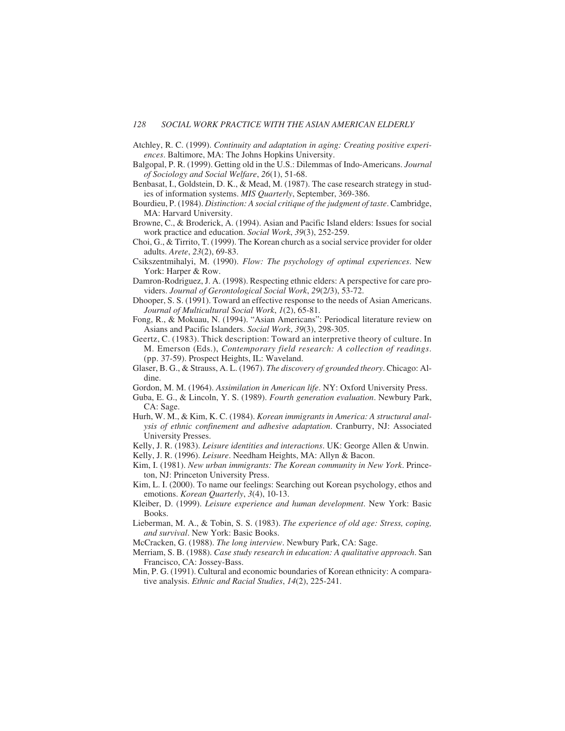Atchley, R. C. (1999). *Continuity and adaptation in aging: Creating positive experiences*. Baltimore, MA: The Johns Hopkins University.

Balgopal, P. R. (1999). Getting old in the U.S.: Dilemmas of Indo-Americans. *Journal of Sociology and Social Welfare*, *26*(1), 51-68.

Benbasat, I., Goldstein, D. K., & Mead, M. (1987). The case research strategy in studies of information systems. *MIS Quarterly*, September, 369-386.

Bourdieu, P. (1984). *Distinction: A social critique of the judgment of taste*. Cambridge, MA: Harvard University.

Browne, C., & Broderick, A. (1994). Asian and Pacific Island elders: Issues for social work practice and education. *Social Work*, *39*(3), 252-259.

Choi, G., & Tirrito, T. (1999). The Korean church as a social service provider for older adults. *Arete*, *23*(2), 69-83.

Csikszentmihalyi, M. (1990). *Flow: The psychology of optimal experiences*. New York: Harper & Row.

Damron-Rodriguez, J. A. (1998). Respecting ethnic elders: A perspective for care providers. *Journal of Gerontological Social Work*, *29*(2/3), 53-72.

Dhooper, S. S. (1991). Toward an effective response to the needs of Asian Americans. *Journal of Multicultural Social Work*, *1*(2), 65-81.

Fong, R., & Mokuau, N. (1994). "Asian Americans": Periodical literature review on Asians and Pacific Islanders. *Social Work*, *39*(3), 298-305.

Geertz, C. (1983). Thick description: Toward an interpretive theory of culture. In M. Emerson (Eds.), *Contemporary field research: A collection of readings*. (pp. 37-59). Prospect Heights, IL: Waveland.

Glaser, B. G., & Strauss, A. L. (1967). *The discovery of grounded theory*. Chicago: Aldine.

Gordon, M. M. (1964). *Assimilation in American life*. NY: Oxford University Press.

Guba, E. G., & Lincoln, Y. S. (1989). *Fourth generation evaluation*. Newbury Park, CA: Sage.

Hurh, W. M., & Kim, K. C. (1984). *Korean immigrants in America: A structural analysis of ethnic confinement and adhesive adaptation*. Cranburry, NJ: Associated University Presses.

Kelly, J. R. (1983). *Leisure identities and interactions*. UK: George Allen & Unwin.

Kelly, J. R. (1996). *Leisure*. Needham Heights, MA: Allyn & Bacon.

Kim, I. (1981). *New urban immigrants: The Korean community in New York*. Princeton, NJ: Princeton University Press.

Kim, L. I. (2000). To name our feelings: Searching out Korean psychology, ethos and emotions. *Korean Quarterly*, *3*(4), 10-13.

Kleiber, D. (1999). *Leisure experience and human development*. New York: Basic Books.

Lieberman, M. A., & Tobin, S. S. (1983). *The experience of old age: Stress, coping, and survival*. New York: Basic Books.

McCracken, G. (1988). *The long interview*. Newbury Park, CA: Sage.

Merriam, S. B. (1988). *Case study research in education: A qualitative approach*. San Francisco, CA: Jossey-Bass.

Min, P. G. (1991). Cultural and economic boundaries of Korean ethnicity: A comparative analysis. *Ethnic and Racial Studies*, *14*(2), 225-241.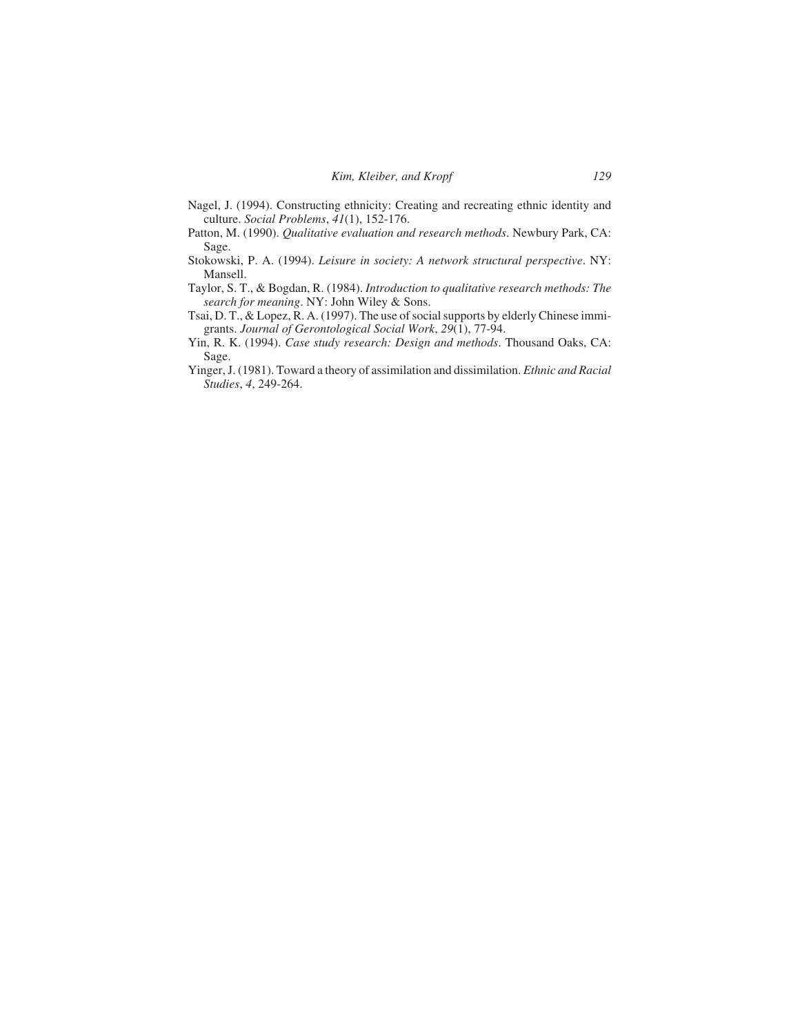Nagel, J. (1994). Constructing ethnicity: Creating and recreating ethnic identity and culture. *Social Problems*, *41*(1), 152-176.

Patton, M. (1990). *Qualitative evaluation and research methods*. Newbury Park, CA: Sage.

Stokowski, P. A. (1994). *Leisure in society: A network structural perspective*. NY: Mansell.

Taylor, S. T., & Bogdan, R. (1984). *Introduction to qualitative research methods: The search for meaning*. NY: John Wiley & Sons.

Tsai, D. T., & Lopez, R. A. (1997). The use of social supports by elderly Chinese immigrants. *Journal of Gerontological Social Work*, *29*(1), 77-94.

Yin, R. K. (1994). *Case study research: Design and methods*. Thousand Oaks, CA: Sage.

Yinger, J. (1981). Toward a theory of assimilation and dissimilation. *Ethnic and Racial Studies*, *4*, 249-264.